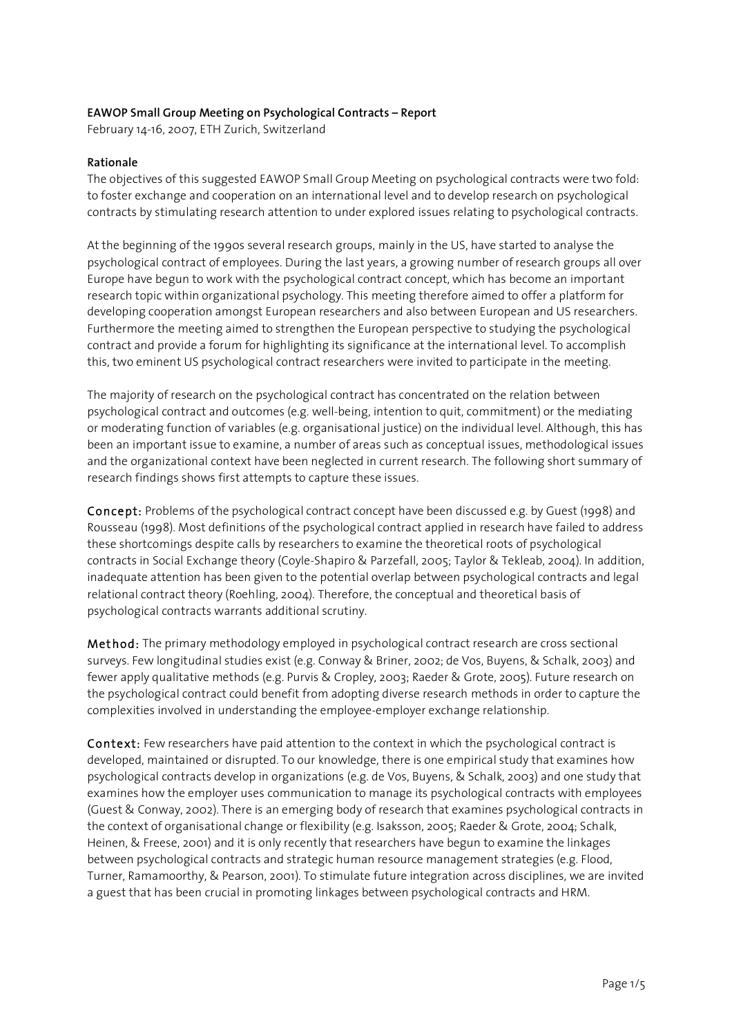**EAWOP Small Group Meeting on Psychological Contracts – Report**

February 14-16, 2007, ETH Zurich, Switzerland

**Rationale**

The objectives of this suggested EAWOP Small Group Meeting on psychological contracts were two fold: to foster exchange and cooperation on an international level and to develop research on psychological contracts by stimulating research attention to under explored issues relating to psychological contracts.

At the beginning of the 1990s several research groups, mainly in the US, have started to analyse the psychological contract of employees. During the last years, a growing number of research groups all over Europe have begun to work with the psychological contract concept, which has become an important research topic within organizational psychology. This meeting therefore aimed to offer a platform for developing cooperation amongst European researchers and also between European and US researchers. Furthermore the meeting aimed to strengthen the European perspective to studying the psychological contract and provide a forum for highlighting its significance at the international level. To accomplish this, two eminent US psychological contract researchers were invited to participate in the meeting.

The majority of research on the psychological contract has concentrated on the relation between psychological contract and outcomes (e.g. well-being, intention to quit, commitment) or the mediating or moderating function of variables (e.g. organisational justice) on the individual level. Although, this has been an important issue to examine, a number of areas such as conceptual issues, methodological issues and the organizational context have been neglected in current research. The following short summary of research findings shows first attempts to capture these issues.

**Concept:** Problems of the psychological contract concept have been discussed e.g. by Guest (1998) and Rousseau (1998). Most definitions of the psychological contract applied in research have failed to address these shortcomings despite calls by researchers to examine the theoretical roots of psychological contracts in Social Exchange theory (Coyle-Shapiro & Parzefall, 2005; Taylor & Tekleab, 2004). In addition, inadequate attention has been given to the potential overlap between psychological contracts and legal relational contract theory (Roehling, 2004). Therefore, the conceptual and theoretical basis of psychological contracts warrants additional scrutiny.

**Method:** The primary methodology employed in psychological contract research are cross sectional surveys. Few longitudinal studies exist (e.g. Conway & Briner, 2002; de Vos, Buyens, & Schalk, 2003) and fewer apply qualitative methods (e.g. Purvis & Cropley, 2003; Raeder & Grote, 2005). Future research on the psychological contract could benefit from adopting diverse research methods in order to capture the complexities involved in understanding the employee-employer exchange relationship.

**Context:** Few researchers have paid attention to the context in which the psychological contract is developed, maintained or disrupted. To our knowledge, there is one empirical study that examines how psychological contracts develop in organizations (e.g. de Vos, Buyens, & Schalk, 2003) and one study that examines how the employer uses communication to manage its psychological contracts with employees (Guest & Conway, 2002). There is an emerging body of research that examines psychological contracts in the context of organisational change or flexibility (e.g. Isaksson, 2005; Raeder & Grote, 2004; Schalk, Heinen, & Freese, 2001) and it is only recently that researchers have begun to examine the linkages between psychological contracts and strategic human resource management strategies (e.g. Flood, Turner, Ramamoorthy, & Pearson, 2001). To stimulate future integration across disciplines, we are invited a guest that has been crucial in promoting linkages between psychological contracts and HRM.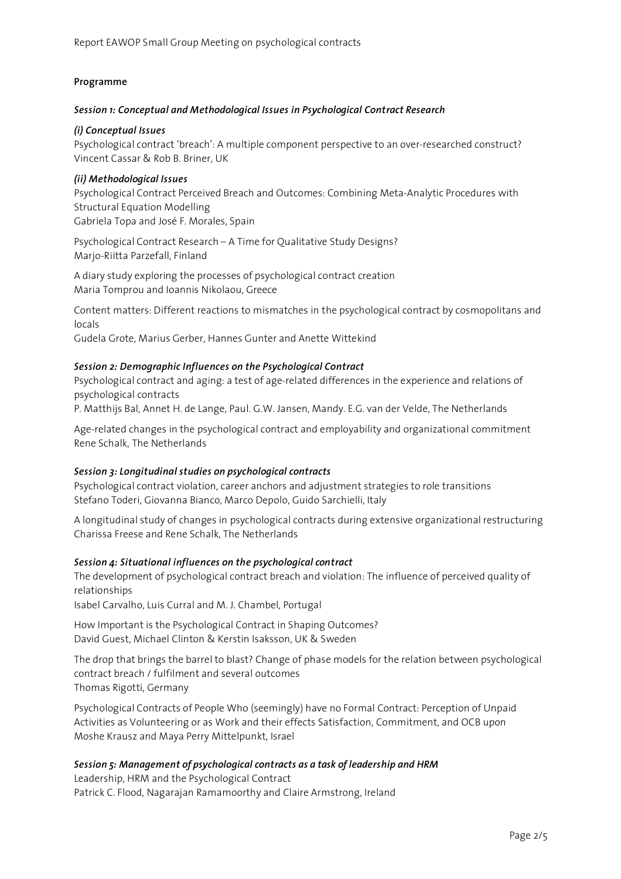## Programme

### *Session 1: Conceptual and Methodological Issues in Psychological Contract Research*

#### *(i) Conceptual Issues*

Psychological contract 'breach': A multiple component perspective to an over-researched construct?
Vincent Cassar & Rob B. Briner, UK

#### *(ii) Methodological Issues*

Psychological Contract Perceived Breach and Outcomes: Combining Meta-Analytic Procedures with Structural Equation Modelling
Gabriela Topa and José F. Morales, Spain

Psychological Contract Research – A Time for Qualitative Study Designs?
Marjo-Riitta Parzefall, Finland

A diary study exploring the processes of psychological contract creation
Maria Tomprou and Ioannis Nikolaou, Greece

Content matters: Different reactions to mismatches in the psychological contract by cosmopolitans and locals
Gudela Grote, Marius Gerber, Hannes Gunter and Anette Wittekind

### *Session 2: Demographic Influences on the Psychological Contract*

Psychological contract and aging: a test of age-related differences in the experience and relations of psychological contracts
P. Matthijs Bal, Annet H. de Lange, Paul. G.W. Jansen, Mandy. E.G. van der Velde, The Netherlands

Age-related changes in the psychological contract and employability and organizational commitment
Rene Schalk, The Netherlands

### *Session 3: Longitudinal studies on psychological contracts*

Psychological contract violation, career anchors and adjustment strategies to role transitions
Stefano Toderi, Giovanna Bianco, Marco Depolo, Guido Sarchielli, Italy

A longitudinal study of changes in psychological contracts during extensive organizational restructuring
Charissa Freese and Rene Schalk, The Netherlands

### *Session 4: Situational influences on the psychological contract*

The development of psychological contract breach and violation: The influence of perceived quality of relationships
Isabel Carvalho, Luis Curral and M. J. Chambel, Portugal

How Important is the Psychological Contract in Shaping Outcomes?
David Guest, Michael Clinton & Kerstin Isaksson, UK & Sweden

The drop that brings the barrel to blast? Change of phase models for the relation between psychological contract breach / fulfilment and several outcomes
Thomas Rigotti, Germany

Psychological Contracts of People Who (seemingly) have no Formal Contract: Perception of Unpaid Activities as Volunteering or as Work and their effects Satisfaction, Commitment, and OCB upon
Moshe Krausz and Maya Perry Mittelpunkt, Israel

### *Session 5: Management of psychological contracts as a task of leadership and HRM*

Leadership, HRM and the Psychological Contract
Patrick C. Flood, Nagarajan Ramamoorthy and Claire Armstrong, Ireland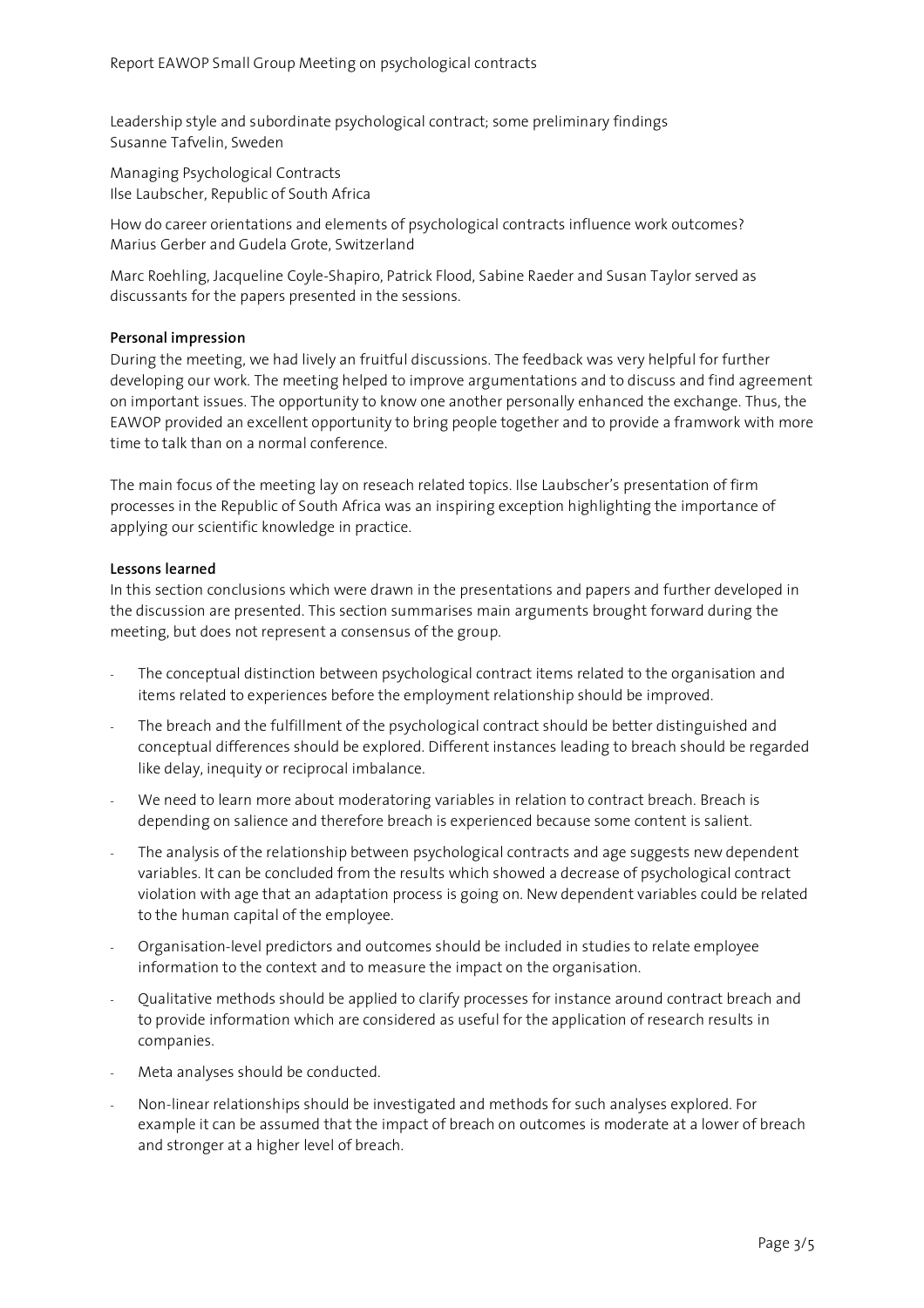Leadership style and subordinate psychological contract; some preliminary findings
Susanne Tafvelin, Sweden

Managing Psychological Contracts
Ilse Laubscher, Republic of South Africa

How do career orientations and elements of psychological contracts influence work outcomes?
Marius Gerber and Gudela Grote, Switzerland

Marc Roehling, Jacqueline Coyle-Shapiro, Patrick Flood, Sabine Raeder and Susan Taylor served as discussants for the papers presented in the sessions.

**Personal impression**

During the meeting, we had lively an fruitful discussions. The feedback was very helpful for further developing our work. The meeting helped to improve argumentations and to discuss and find agreement on important issues. The opportunity to know one another personally enhanced the exchange. Thus, the EAWOP provided an excellent opportunity to bring people together and to provide a framwork with more time to talk than on a normal conference.

The main focus of the meeting lay on reseach related topics. Ilse Laubscher's presentation of firm processes in the Republic of South Africa was an inspiring exception highlighting the importance of applying our scientific knowledge in practice.

**Lessons learned**

In this section conclusions which were drawn in the presentations and papers and further developed in the discussion are presented. This section summarises main arguments brought forward during the meeting, but does not represent a consensus of the group.

- The conceptual distinction between psychological contract items related to the organisation and items related to experiences before the employment relationship should be improved.
- The breach and the fulfillment of the psychological contract should be better distinguished and conceptual differences should be explored. Different instances leading to breach should be regarded like delay, inequity or reciprocal imbalance.
- We need to learn more about moderatoring variables in relation to contract breach. Breach is depending on salience and therefore breach is experienced because some content is salient.
- The analysis of the relationship between psychological contracts and age suggests new dependent variables. It can be concluded from the results which showed a decrease of psychological contract violation with age that an adaptation process is going on. New dependent variables could be related to the human capital of the employee.
- Organisation-level predictors and outcomes should be included in studies to relate employee information to the context and to measure the impact on the organisation.
- Qualitative methods should be applied to clarify processes for instance around contract breach and to provide information which are considered as useful for the application of research results in companies.
- Meta analyses should be conducted.
- Non-linear relationships should be investigated and methods for such analyses explored. For example it can be assumed that the impact of breach on outcomes is moderate at a lower of breach and stronger at a higher level of breach.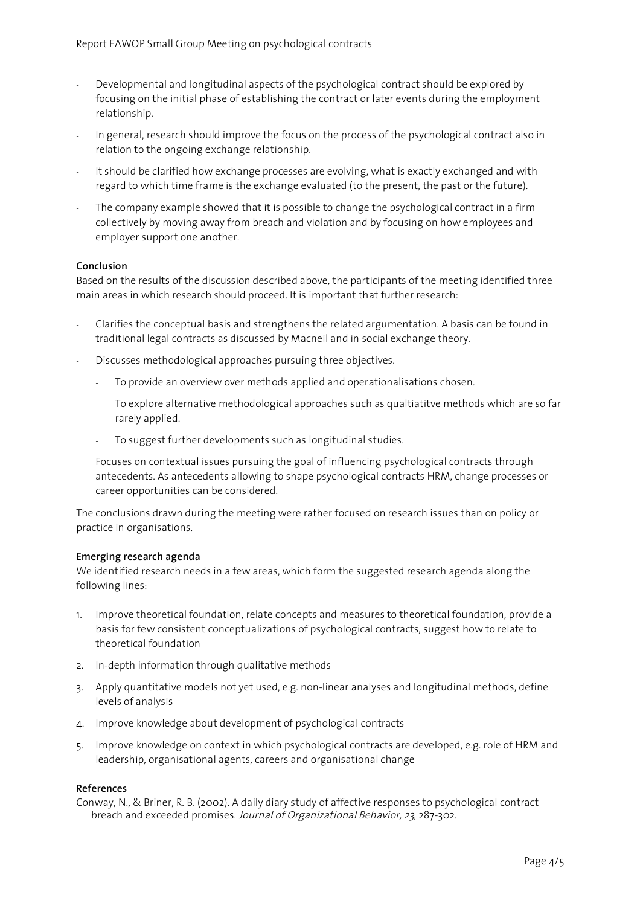- Developmental and longitudinal aspects of the psychological contract should be explored by focusing on the initial phase of establishing the contract or later events during the employment relationship.
- In general, research should improve the focus on the process of the psychological contract also in relation to the ongoing exchange relationship.
- It should be clarified how exchange processes are evolving, what is exactly exchanged and with regard to which time frame is the exchange evaluated (to the present, the past or the future).
- The company example showed that it is possible to change the psychological contract in a firm collectively by moving away from breach and violation and by focusing on how employees and employer support one another.

**Conclusion**

Based on the results of the discussion described above, the participants of the meeting identified three main areas in which research should proceed. It is important that further research:

- Clarifies the conceptual basis and strengthens the related argumentation. A basis can be found in traditional legal contracts as discussed by Macneil and in social exchange theory.
- Discusses methodological approaches pursuing three objectives.
  - To provide an overview over methods applied and operationalisations chosen.
  - To explore alternative methodological approaches such as qualtiatitve methods which are so far rarely applied.
  - To suggest further developments such as longitudinal studies.
- Focuses on contextual issues pursuing the goal of influencing psychological contracts through antecedents. As antecedents allowing to shape psychological contracts HRM, change processes or career opportunities can be considered.

The conclusions drawn during the meeting were rather focused on research issues than on policy or practice in organisations.

**Emerging research agenda**

We identified research needs in a few areas, which form the suggested research agenda along the following lines:

1. Improve theoretical foundation, relate concepts and measures to theoretical foundation, provide a basis for few consistent conceptualizations of psychological contracts, suggest how to relate to theoretical foundation
2. In-depth information through qualitative methods
3. Apply quantitative models not yet used, e.g. non-linear analyses and longitudinal methods, define levels of analysis
4. Improve knowledge about development of psychological contracts
5. Improve knowledge on context in which psychological contracts are developed, e.g. role of HRM and leadership, organisational agents, careers and organisational change

**References**

Conway, N., & Briner, R. B. (2002). A daily diary study of affective responses to psychological contract breach and exceeded promises. *Journal of Organizational Behavior, 23*, 287-302.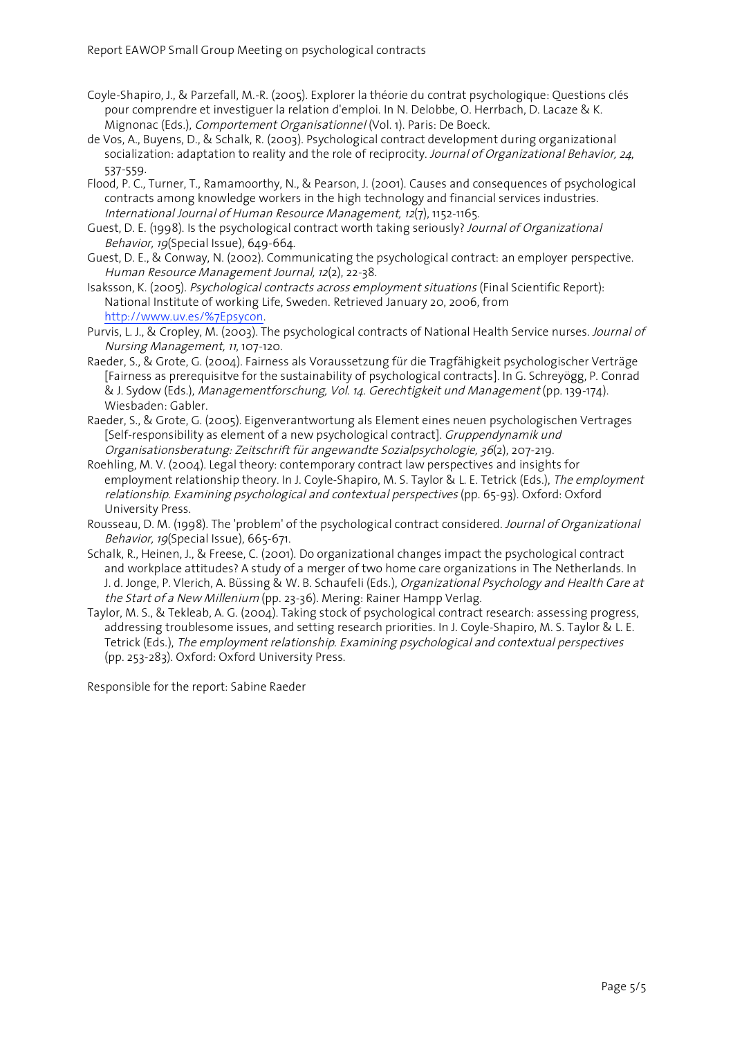Coyle-Shapiro, J., & Parzefall, M.-R. (2005). Explorer la théorie du contrat psychologique: Questions clés pour comprendre et investiguer la relation d'emploi. In N. Delobbe, O. Herrbach, D. Lacaze & K. Mignonac (Eds.), *Comportement Organisationnel* (Vol. 1). Paris: De Boeck.

de Vos, A., Buyens, D., & Schalk, R. (2003). Psychological contract development during organizational socialization: adaptation to reality and the role of reciprocity. *Journal of Organizational Behavior, 24*, 537-559.

Flood, P. C., Turner, T., Ramamoorthy, N., & Pearson, J. (2001). Causes and consequences of psychological contracts among knowledge workers in the high technology and financial services industries. *International Journal of Human Resource Management, 12*(7), 1152-1165.

Guest, D. E. (1998). Is the psychological contract worth taking seriously? *Journal of Organizational Behavior, 19*(Special Issue), 649-664.

Guest, D. E., & Conway, N. (2002). Communicating the psychological contract: an employer perspective. *Human Resource Management Journal, 12*(2), 22-38.

Isaksson, K. (2005). *Psychological contracts across employment situations* (Final Scientific Report): National Institute of working Life, Sweden. Retrieved January 20, 2006, from http://www.uv.es/%7Epsycon.

Purvis, L. J., & Cropley, M. (2003). The psychological contracts of National Health Service nurses. *Journal of Nursing Management, 11*, 107-120.

Raeder, S., & Grote, G. (2004). Fairness als Voraussetzung für die Tragfähigkeit psychologischer Verträge [Fairness as prerequisitve for the sustainability of psychological contracts]. In G. Schreyögg, P. Conrad & J. Sydow (Eds.), *Managementforschung, Vol. 14. Gerechtigkeit und Management* (pp. 139-174). Wiesbaden: Gabler.

Raeder, S., & Grote, G. (2005). Eigenverantwortung als Element eines neuen psychologischen Vertrages [Self-responsibility as element of a new psychological contract]. *Gruppendynamik und Organisationsberatung: Zeitschrift für angewandte Sozialpsychologie, 36*(2), 207-219.

Roehling, M. V. (2004). Legal theory: contemporary contract law perspectives and insights for employment relationship theory. In J. Coyle-Shapiro, M. S. Taylor & L. E. Tetrick (Eds.), *The employment relationship. Examining psychological and contextual perspectives* (pp. 65-93). Oxford: Oxford University Press.

Rousseau, D. M. (1998). The 'problem' of the psychological contract considered. *Journal of Organizational Behavior, 19*(Special Issue), 665-671.

Schalk, R., Heinen, J., & Freese, C. (2001). Do organizational changes impact the psychological contract and workplace attitudes? A study of a merger of two home care organizations in The Netherlands. In J. d. Jonge, P. Vlerich, A. Büssing & W. B. Schaufeli (Eds.), *Organizational Psychology and Health Care at the Start of a New Millenium* (pp. 23-36). Mering: Rainer Hampp Verlag.

Taylor, M. S., & Tekleab, A. G. (2004). Taking stock of psychological contract research: assessing progress, addressing troublesome issues, and setting research priorities. In J. Coyle-Shapiro, M. S. Taylor & L. E. Tetrick (Eds.), *The employment relationship. Examining psychological and contextual perspectives* (pp. 253-283). Oxford: Oxford University Press.

Responsible for the report: Sabine Raeder